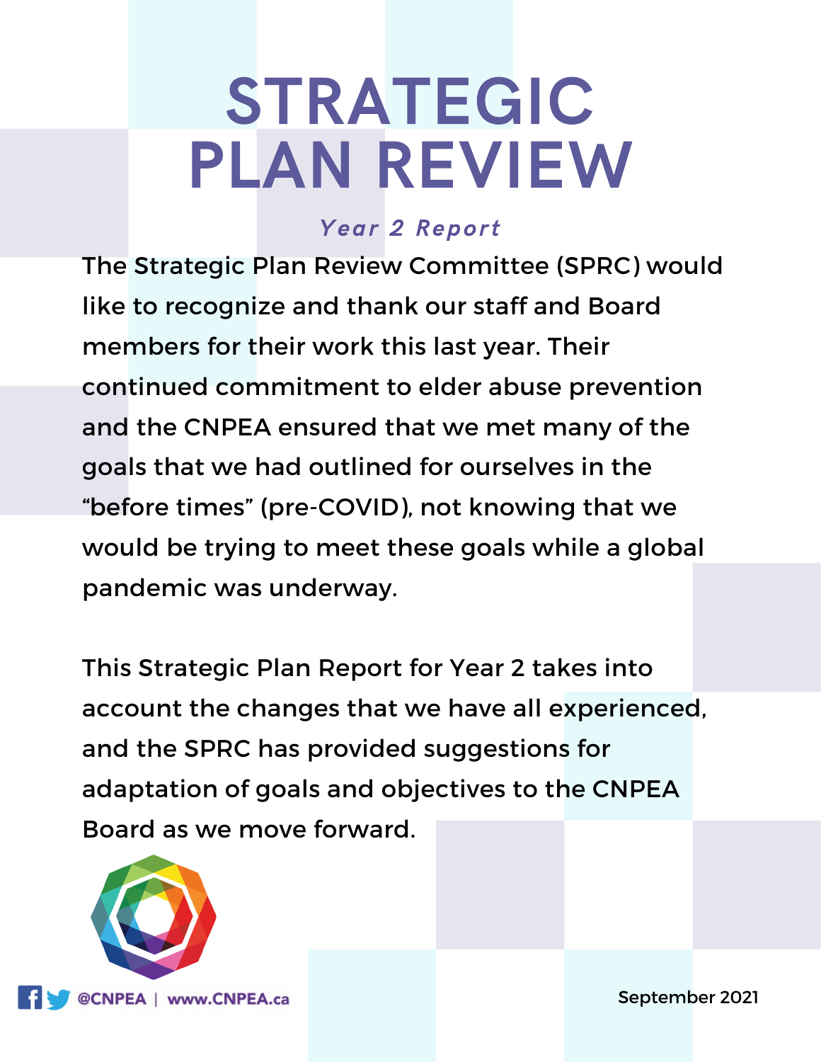# STRATEGIC PLAN REVIEW

## *Year 2 Report*

The Strategic Plan Review Committee (SPRC) would like to recognize and thank our staff and Board members for their work this last year. Their continued commitment to elder abuse prevention and the CNPEA ensured that we met many of the goals that we had outlined for ourselves in the “before times” (pre-COVID), not knowing that we would be trying to meet these goals while a global pandemic was underway.

This Strategic Plan Report for Year 2 takes into account the changes that we have all experienced, and the SPRC has provided suggestions for adaptation of goals and objectives to the CNPEA Board as we move forward.

@CNPEA | www.CNPEA.ca

September 2021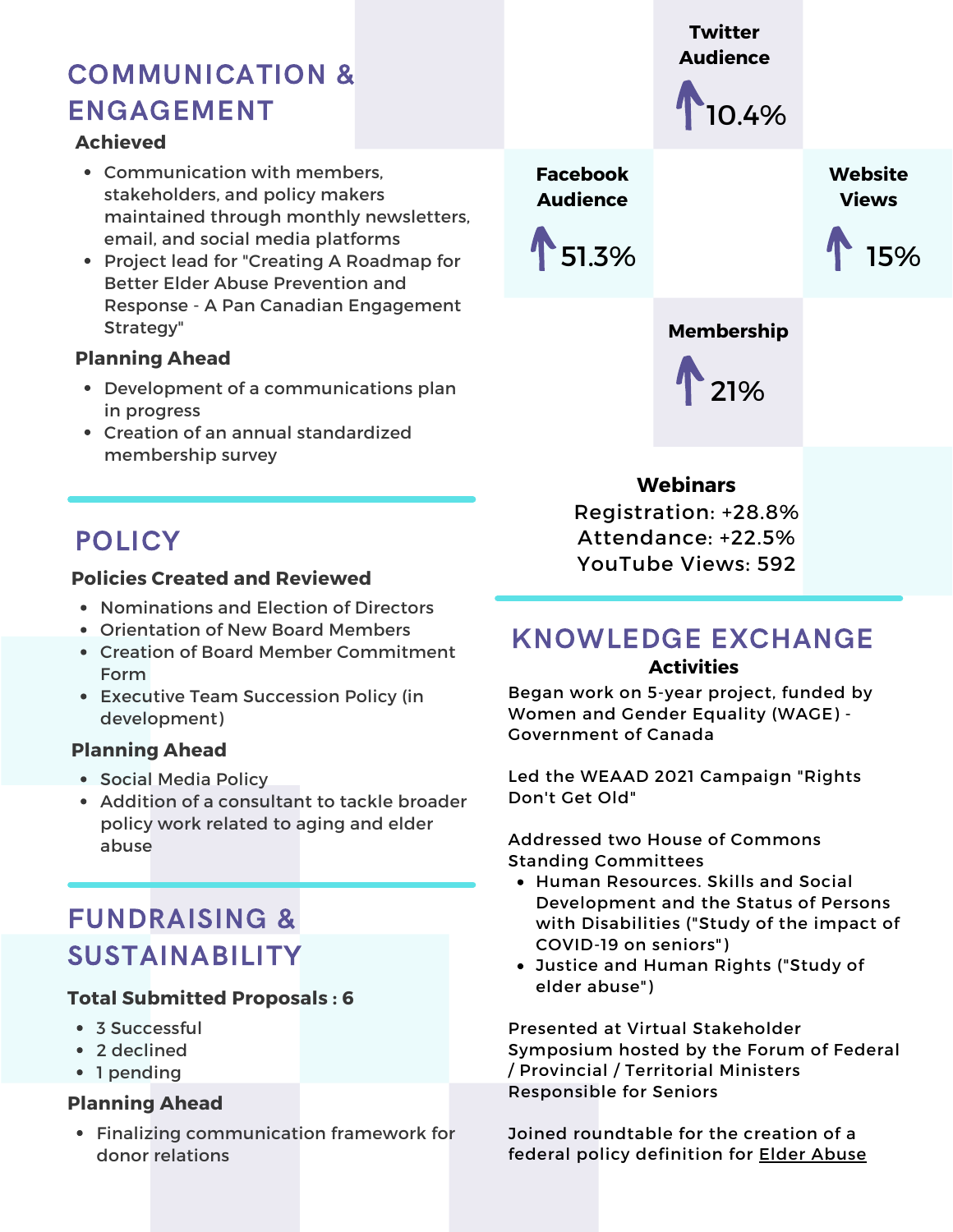## COMMUNICATION & ENGAGEMENT

**Achieved**

- Communication with members, stakeholders, and policy makers maintained through monthly newsletters, email, and social media platforms
- Project lead for "Creating A Roadmap for Better Elder Abuse Prevention and Response - A Pan Canadian Engagement Strategy"

**Planning Ahead**

- Development of a communications plan in progress
- Creation of an annual standardized membership survey

**Twitter Audience**
↑ 10.4%

**Facebook Audience**
↑ 51.3%

**Website Views**
↑ 15%

**Membership**
↑ 21%

**Webinars**
Registration: +28.8%
Attendance: +22.5%
YouTube Views: 592

## POLICY

**Policies Created and Reviewed**

- Nominations and Election of Directors
- Orientation of New Board Members
- Creation of Board Member Commitment Form
- Executive Team Succession Policy (in development)

**Planning Ahead**

- Social Media Policy
- Addition of a consultant to tackle broader policy work related to aging and elder abuse

## FUNDRAISING & SUSTAINABILITY

**Total Submitted Proposals : 6**

- 3 Successful
- 2 declined
- 1 pending

**Planning Ahead**

- Finalizing communication framework for donor relations

## KNOWLEDGE EXCHANGE

**Activities**

Began work on 5-year project, funded by Women and Gender Equality (WAGE) - Government of Canada

Led the WEAAD 2021 Campaign "Rights Don't Get Old"

Addressed two House of Commons Standing Committees

- Human Resources. Skills and Social Development and the Status of Persons with Disabilities ("Study of the impact of COVID-19 on seniors")
- Justice and Human Rights ("Study of elder abuse")

Presented at Virtual Stakeholder Symposium hosted by the Forum of Federal / Provincial / Territorial Ministers Responsible for Seniors

Joined roundtable for the creation of a federal policy definition for Elder Abuse